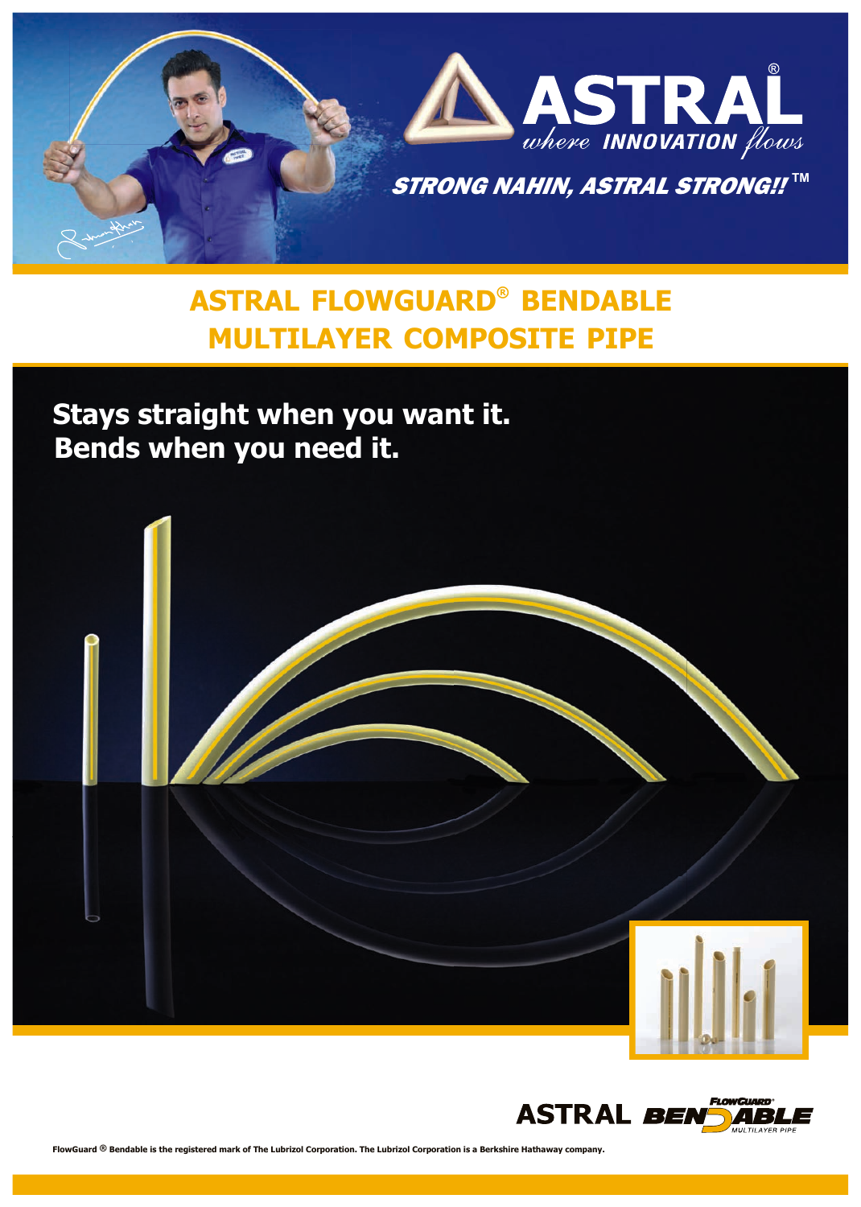ASTRAL®
*where INNOVATION flows*

STRONG NAHIN, ASTRAL STRONG!! ™

# ASTRAL FLOWGUARD® BENDABLE MULTILAYER COMPOSITE PIPE

**Stays straight when you want it.**
**Bends when you need it.**

ASTRAL FLOWGUARD® BENDABLE MULTILAYER PIPE

FlowGuard ® Bendable is the registered mark of The Lubrizol Corporation. The Lubrizol Corporation is a Berkshire Hathaway company.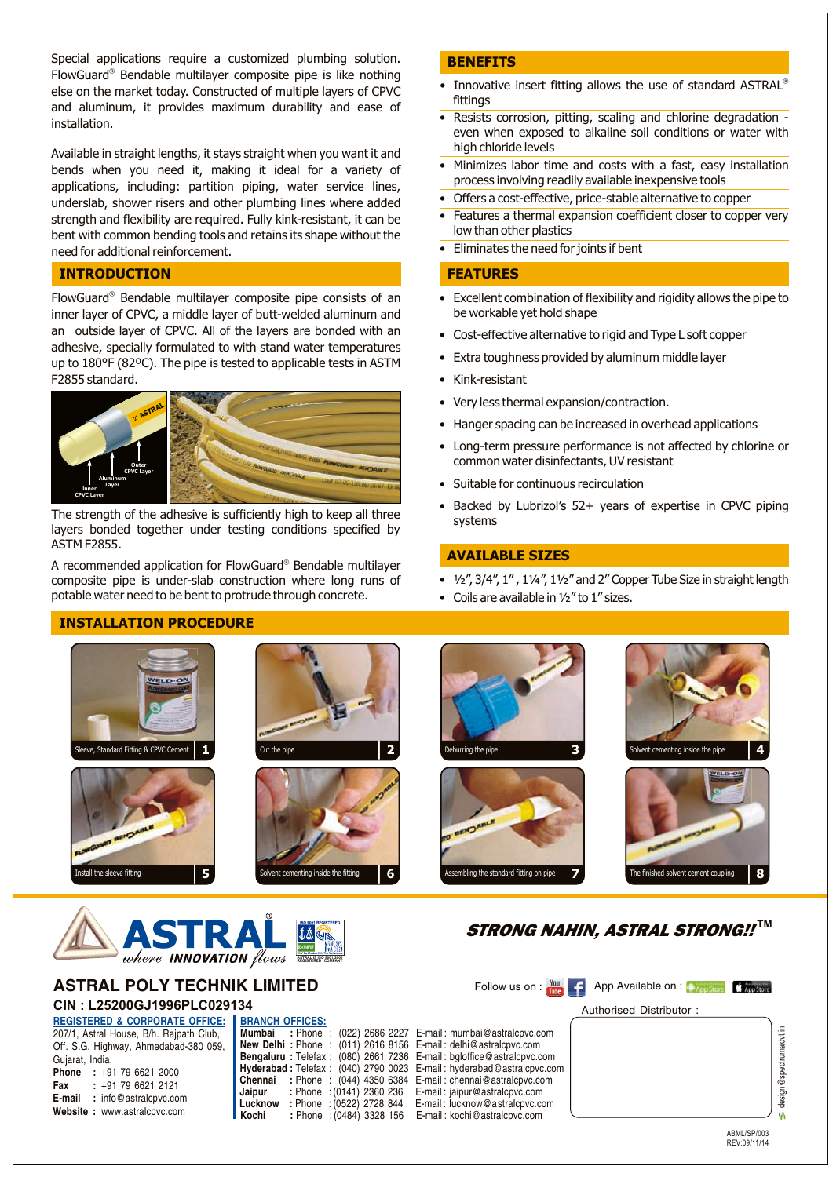Special applications require a customized plumbing solution. FlowGuard® Bendable multilayer composite pipe is like nothing else on the market today. Constructed of multiple layers of CPVC and aluminum, it provides maximum durability and ease of installation.

Available in straight lengths, it stays straight when you want it and bends when you need it, making it ideal for a variety of applications, including: partition piping, water service lines, underslab, shower risers and other plumbing lines where added strength and flexibility are required. Fully kink-resistant, it can be bent with common bending tools and retains its shape without the need for additional reinforcement.

## INTRODUCTION

FlowGuard® Bendable multilayer composite pipe consists of an inner layer of CPVC, a middle layer of butt-welded aluminum and an outside layer of CPVC. All of the layers are bonded with an adhesive, specially formulated to with stand water temperatures up to 180°F (82°C). The pipe is tested to applicable tests in ASTM F2855 standard.

Outer CPVC Layer
Aluminum Layer
Inner CPVC Layer

The strength of the adhesive is sufficiently high to keep all three layers bonded together under testing conditions specified by ASTM F2855.

A recommended application for FlowGuard® Bendable multilayer composite pipe is under-slab construction where long runs of potable water need to be bent to protrude through concrete.

## BENEFITS

- Innovative insert fitting allows the use of standard ASTRAL® fittings
- Resists corrosion, pitting, scaling and chlorine degradation - even when exposed to alkaline soil conditions or water with high chloride levels
- Minimizes labor time and costs with a fast, easy installation process involving readily available inexpensive tools
- Offers a cost-effective, price-stable alternative to copper
- Features a thermal expansion coefficient closer to copper very low than other plastics
- Eliminates the need for joints if bent

## FEATURES

- Excellent combination of flexibility and rigidity allows the pipe to be workable yet hold shape
- Cost-effective alternative to rigid and Type L soft copper
- Extra toughness provided by aluminum middle layer
- Kink-resistant
- Very less thermal expansion/contraction.
- Hanger spacing can be increased in overhead applications
- Long-term pressure performance is not affected by chlorine or common water disinfectants, UV resistant
- Suitable for continuous recirculation
- Backed by Lubrizol's 52+ years of expertise in CPVC piping systems

## AVAILABLE SIZES

- ½", 3/4", 1", 1¼", 1½" and 2" Copper Tube Size in straight length
- Coils are available in ½" to 1" sizes.

## INSTALLATION PROCEDURE

1. Sleeve, Standard Fitting & CPVC Cement
2. Cut the pipe
3. Deburring the pipe
4. Solvent cementing inside the pipe
5. Install the sleeve fitting
6. Solvent cementing inside the fitting
7. Assembling the standard fitting on pipe
8. The finished solvent cement coupling

ASTRAL® *where INNOVATION flows*

***STRONG NAHIN, ASTRAL STRONG!!™***

## ASTRAL POLY TECHNIK LIMITED

**CIN : L25200GJ1996PLC029134**

Follow us on : App Available on :

**REGISTERED & CORPORATE OFFICE:**

207/1, Astral House, B/h. Rajpath Club, Off. S.G. Highway, Ahmedabad-380 059, Gujarat, India.

**Phone** : +91 79 6621 2000
**Fax** : +91 79 6621 2121
**E-mail** : info@astralcpvc.com
**Website** : www.astralcpvc.com

**BRANCH OFFICES:**

| | | | |
|---|---|---|---|
| **Mumbai** | : Phone | : (022) 2686 2227 | E-mail : mumbai@astralcpvc.com |
| **New Delhi** | : Phone | : (011) 2616 8156 | E-mail : delhi@astralcpvc.com |
| **Bengaluru** | : Telefax | : (080) 2661 7236 | E-mail : bgloffice@astralcpvc.com |
| **Hyderabad** | : Telefax | : (040) 2790 0023 | E-mail : hyderabad@astralcpvc.com |
| **Chennai** | : Phone | : (044) 4350 6384 | E-mail : chennai@astralcpvc.com |
| **Jaipur** | : Phone | : (0141) 2360 236 | E-mail : jaipur@astralcpvc.com |
| **Lucknow** | : Phone | : (0522) 2728 844 | E-mail : lucknow@astralcpvc.com |
| **Kochi** | : Phone | : (0484) 3328 156 | E-mail : kochi@astralcpvc.com |

Authorised Distributor :

design@spectrumadvt.in

ABML/SP/003
REV:09/11/14